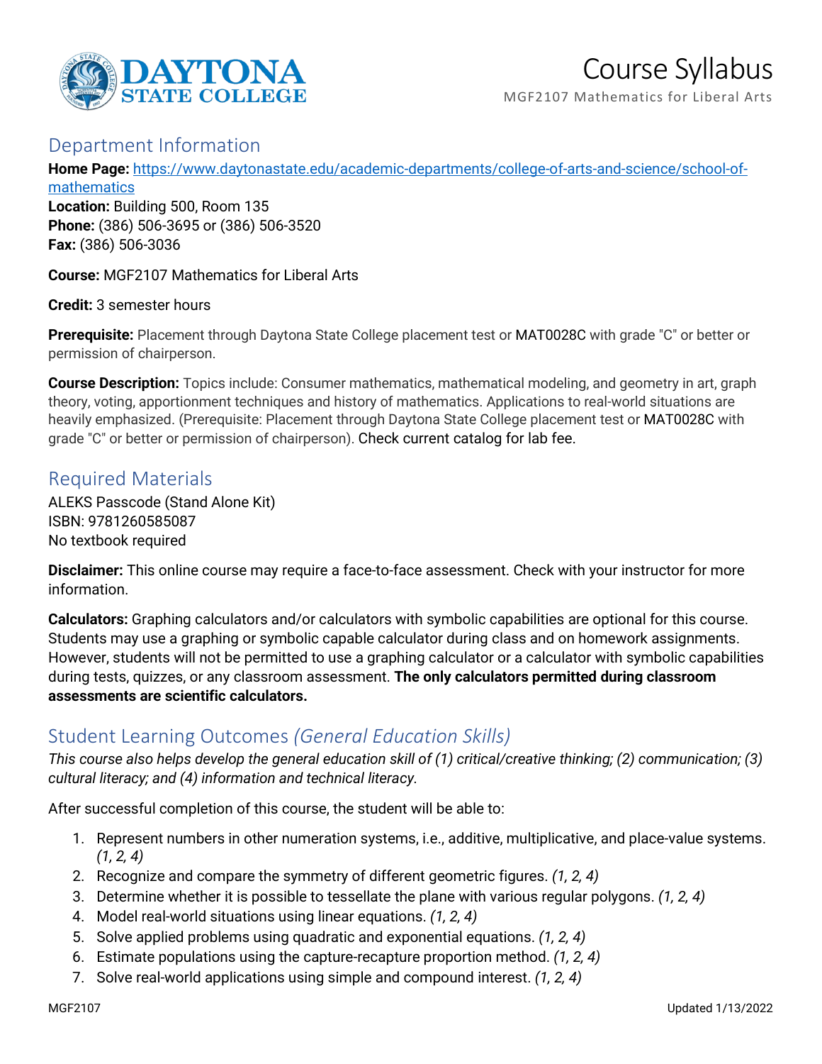# Course Syllabus

MGF2107 Mathematics for Liberal Arts

## Department Information

**Home Page:** [https://www.daytonastate.edu/academic-departments/college-of-arts-and-science/school-of-mathematics](https://www.daytonastate.edu/academic-departments/college-of-arts-and-science/school-of-mathematics)
**Location:** Building 500, Room 135
**Phone:** (386) 506-3695 or (386) 506-3520
**Fax:** (386) 506-3036

**Course:** MGF2107 Mathematics for Liberal Arts

**Credit:** 3 semester hours

**Prerequisite:** Placement through Daytona State College placement test or MAT0028C with grade "C" or better or permission of chairperson.

**Course Description:** Topics include: Consumer mathematics, mathematical modeling, and geometry in art, graph theory, voting, apportionment techniques and history of mathematics. Applications to real-world situations are heavily emphasized. (Prerequisite: Placement through Daytona State College placement test or MAT0028C with grade "C" or better or permission of chairperson). Check current catalog for lab fee.

## Required Materials

ALEKS Passcode (Stand Alone Kit)
ISBN: 9781260585087
No textbook required

**Disclaimer:** This online course may require a face-to-face assessment. Check with your instructor for more information.

**Calculators:** Graphing calculators and/or calculators with symbolic capabilities are optional for this course. Students may use a graphing or symbolic capable calculator during class and on homework assignments. However, students will not be permitted to use a graphing calculator or a calculator with symbolic capabilities during tests, quizzes, or any classroom assessment. **The only calculators permitted during classroom assessments are scientific calculators.**

## Student Learning Outcomes *(General Education Skills)*

*This course also helps develop the general education skill of (1) critical/creative thinking; (2) communication; (3) cultural literacy; and (4) information and technical literacy.*

After successful completion of this course, the student will be able to:

1. Represent numbers in other numeration systems, i.e., additive, multiplicative, and place-value systems. *(1, 2, 4)*
2. Recognize and compare the symmetry of different geometric figures. *(1, 2, 4)*
3. Determine whether it is possible to tessellate the plane with various regular polygons. *(1, 2, 4)*
4. Model real-world situations using linear equations. *(1, 2, 4)*
5. Solve applied problems using quadratic and exponential equations. *(1, 2, 4)*
6. Estimate populations using the capture-recapture proportion method. *(1, 2, 4)*
7. Solve real-world applications using simple and compound interest. *(1, 2, 4)*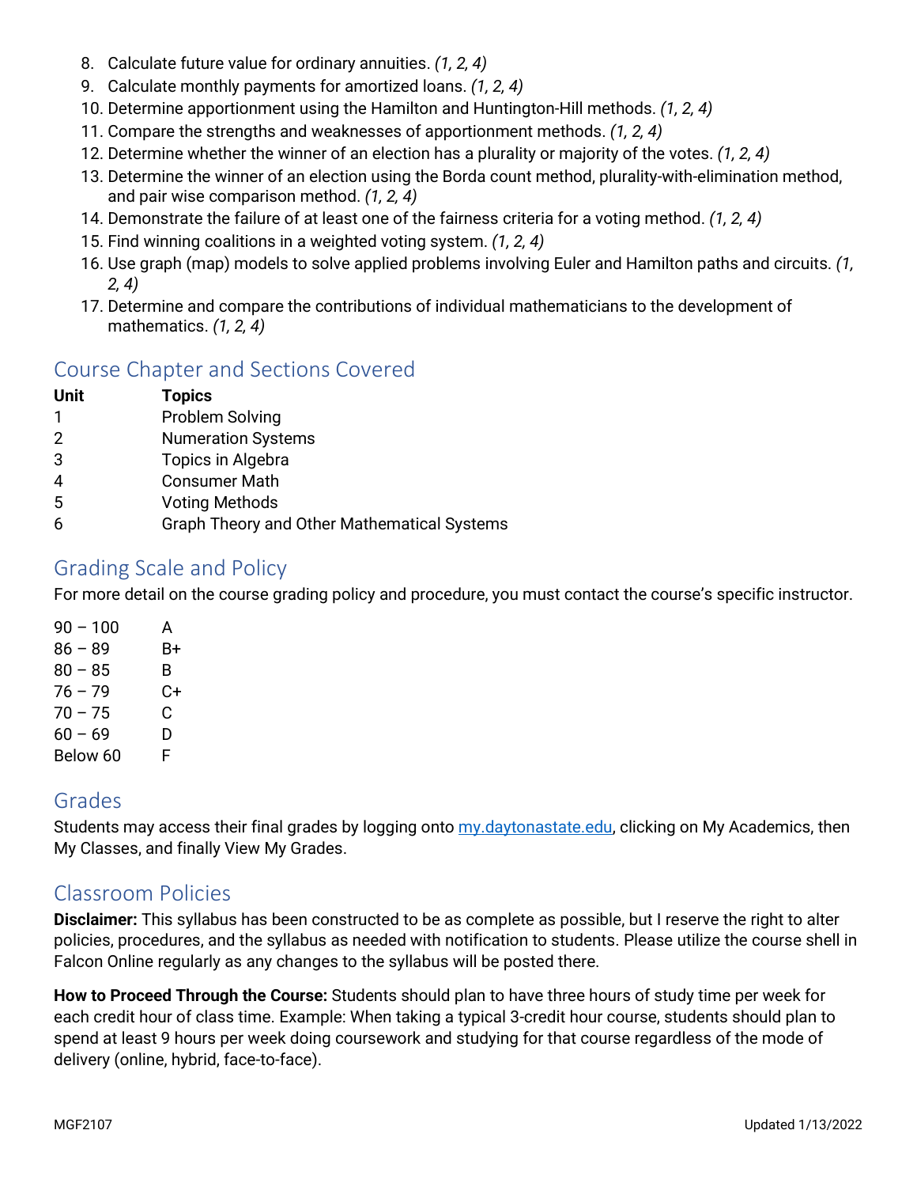8. Calculate future value for ordinary annuities. *(1, 2, 4)*
9. Calculate monthly payments for amortized loans. *(1, 2, 4)*
10. Determine apportionment using the Hamilton and Huntington-Hill methods. *(1, 2, 4)*
11. Compare the strengths and weaknesses of apportionment methods. *(1, 2, 4)*
12. Determine whether the winner of an election has a plurality or majority of the votes. *(1, 2, 4)*
13. Determine the winner of an election using the Borda count method, plurality-with-elimination method, and pair wise comparison method. *(1, 2, 4)*
14. Demonstrate the failure of at least one of the fairness criteria for a voting method. *(1, 2, 4)*
15. Find winning coalitions in a weighted voting system. *(1, 2, 4)*
16. Use graph (map) models to solve applied problems involving Euler and Hamilton paths and circuits. *(1, 2, 4)*
17. Determine and compare the contributions of individual mathematicians to the development of mathematics. *(1, 2, 4)*

## Course Chapter and Sections Covered

| Unit | Topics |
|---|---|
| 1 | Problem Solving |
| 2 | Numeration Systems |
| 3 | Topics in Algebra |
| 4 | Consumer Math |
| 5 | Voting Methods |
| 6 | Graph Theory and Other Mathematical Systems |

## Grading Scale and Policy

For more detail on the course grading policy and procedure, you must contact the course's specific instructor.

| | |
|---|---|
| 90 – 100 | A |
| 86 – 89 | B+ |
| 80 – 85 | B |
| 76 – 79 | C+ |
| 70 – 75 | C |
| 60 – 69 | D |
| Below 60 | F |

## Grades

Students may access their final grades by logging onto my.daytonastate.edu, clicking on My Academics, then My Classes, and finally View My Grades.

## Classroom Policies

**Disclaimer:** This syllabus has been constructed to be as complete as possible, but I reserve the right to alter policies, procedures, and the syllabus as needed with notification to students. Please utilize the course shell in Falcon Online regularly as any changes to the syllabus will be posted there.

**How to Proceed Through the Course:** Students should plan to have three hours of study time per week for each credit hour of class time. Example: When taking a typical 3-credit hour course, students should plan to spend at least 9 hours per week doing coursework and studying for that course regardless of the mode of delivery (online, hybrid, face-to-face).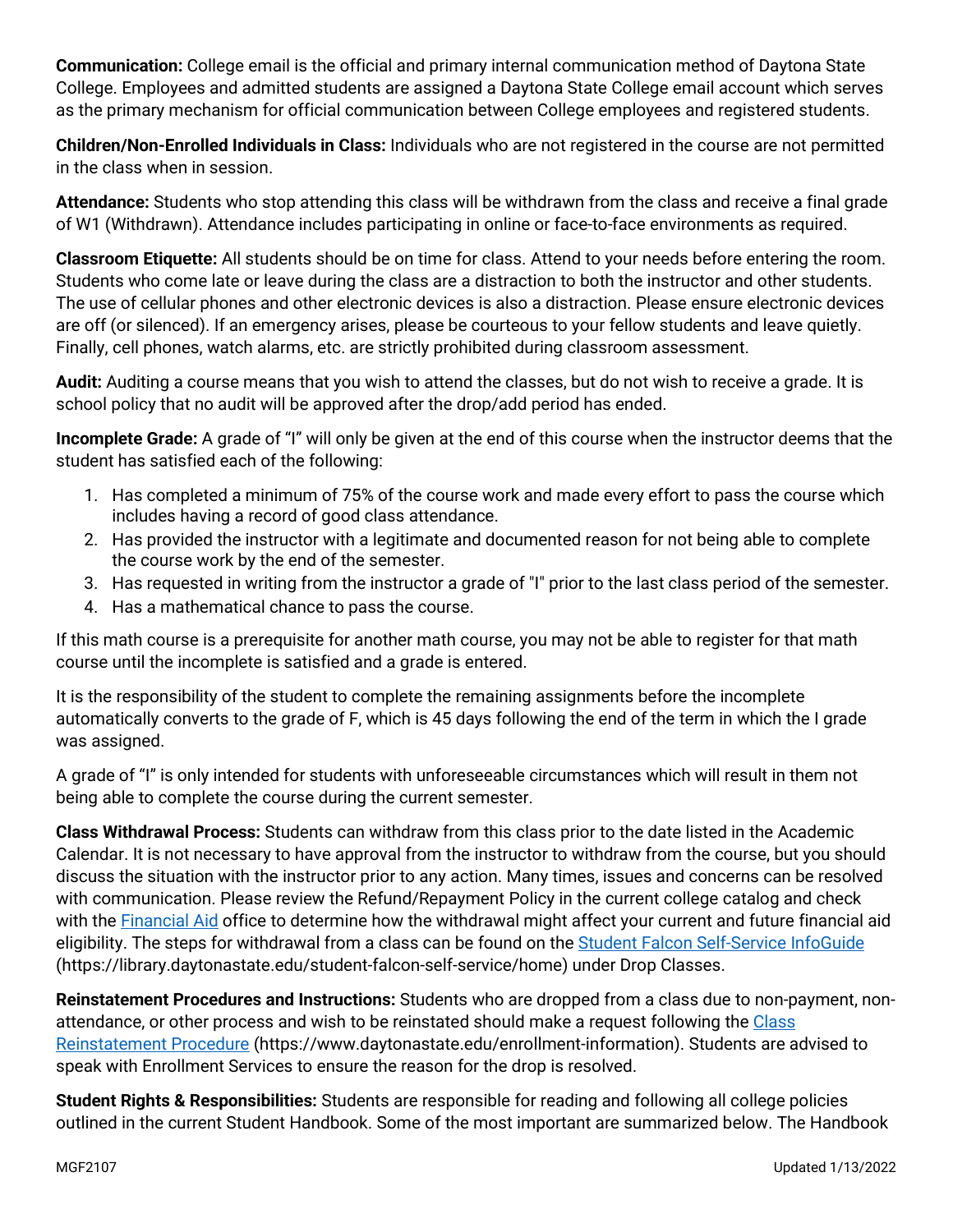**Communication:** College email is the official and primary internal communication method of Daytona State College. Employees and admitted students are assigned a Daytona State College email account which serves as the primary mechanism for official communication between College employees and registered students.

**Children/Non-Enrolled Individuals in Class:** Individuals who are not registered in the course are not permitted in the class when in session.

**Attendance:** Students who stop attending this class will be withdrawn from the class and receive a final grade of W1 (Withdrawn). Attendance includes participating in online or face-to-face environments as required.

**Classroom Etiquette:** All students should be on time for class. Attend to your needs before entering the room. Students who come late or leave during the class are a distraction to both the instructor and other students. The use of cellular phones and other electronic devices is also a distraction. Please ensure electronic devices are off (or silenced). If an emergency arises, please be courteous to your fellow students and leave quietly. Finally, cell phones, watch alarms, etc. are strictly prohibited during classroom assessment.

**Audit:** Auditing a course means that you wish to attend the classes, but do not wish to receive a grade. It is school policy that no audit will be approved after the drop/add period has ended.

**Incomplete Grade:** A grade of "I" will only be given at the end of this course when the instructor deems that the student has satisfied each of the following:

1. Has completed a minimum of 75% of the course work and made every effort to pass the course which includes having a record of good class attendance.
2. Has provided the instructor with a legitimate and documented reason for not being able to complete the course work by the end of the semester.
3. Has requested in writing from the instructor a grade of "I" prior to the last class period of the semester.
4. Has a mathematical chance to pass the course.

If this math course is a prerequisite for another math course, you may not be able to register for that math course until the incomplete is satisfied and a grade is entered.

It is the responsibility of the student to complete the remaining assignments before the incomplete automatically converts to the grade of F, which is 45 days following the end of the term in which the I grade was assigned.

A grade of "I" is only intended for students with unforeseeable circumstances which will result in them not being able to complete the course during the current semester.

**Class Withdrawal Process:** Students can withdraw from this class prior to the date listed in the Academic Calendar. It is not necessary to have approval from the instructor to withdraw from the course, but you should discuss the situation with the instructor prior to any action. Many times, issues and concerns can be resolved with communication. Please review the Refund/Repayment Policy in the current college catalog and check with the Financial Aid office to determine how the withdrawal might affect your current and future financial aid eligibility. The steps for withdrawal from a class can be found on the Student Falcon Self-Service InfoGuide (https://library.daytonastate.edu/student-falcon-self-service/home) under Drop Classes.

**Reinstatement Procedures and Instructions:** Students who are dropped from a class due to non-payment, non-attendance, or other process and wish to be reinstated should make a request following the Class Reinstatement Procedure (https://www.daytonastate.edu/enrollment-information). Students are advised to speak with Enrollment Services to ensure the reason for the drop is resolved.

**Student Rights & Responsibilities:** Students are responsible for reading and following all college policies outlined in the current Student Handbook. Some of the most important are summarized below. The Handbook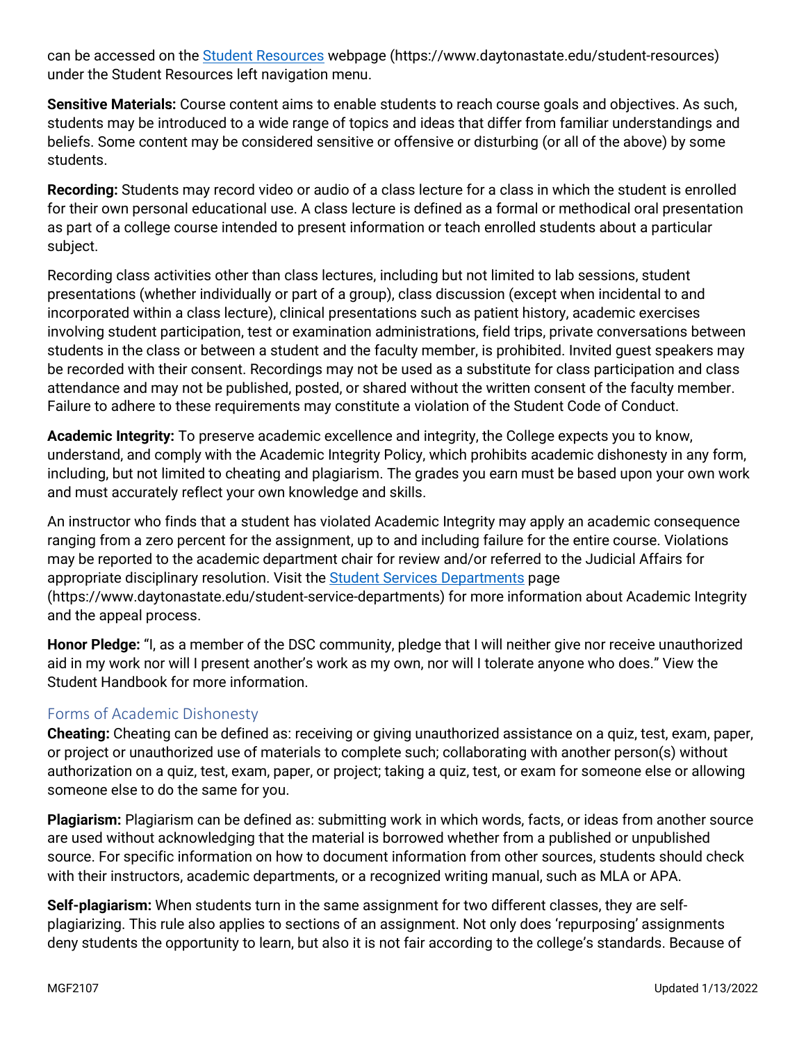can be accessed on the [Student Resources](https://www.daytonastate.edu/student-resources) webpage (https://www.daytonastate.edu/student-resources) under the Student Resources left navigation menu.

**Sensitive Materials:** Course content aims to enable students to reach course goals and objectives. As such, students may be introduced to a wide range of topics and ideas that differ from familiar understandings and beliefs. Some content may be considered sensitive or offensive or disturbing (or all of the above) by some students.

**Recording:** Students may record video or audio of a class lecture for a class in which the student is enrolled for their own personal educational use. A class lecture is defined as a formal or methodical oral presentation as part of a college course intended to present information or teach enrolled students about a particular subject.

Recording class activities other than class lectures, including but not limited to lab sessions, student presentations (whether individually or part of a group), class discussion (except when incidental to and incorporated within a class lecture), clinical presentations such as patient history, academic exercises involving student participation, test or examination administrations, field trips, private conversations between students in the class or between a student and the faculty member, is prohibited. Invited guest speakers may be recorded with their consent. Recordings may not be used as a substitute for class participation and class attendance and may not be published, posted, or shared without the written consent of the faculty member. Failure to adhere to these requirements may constitute a violation of the Student Code of Conduct.

**Academic Integrity:** To preserve academic excellence and integrity, the College expects you to know, understand, and comply with the Academic Integrity Policy, which prohibits academic dishonesty in any form, including, but not limited to cheating and plagiarism. The grades you earn must be based upon your own work and must accurately reflect your own knowledge and skills.

An instructor who finds that a student has violated Academic Integrity may apply an academic consequence ranging from a zero percent for the assignment, up to and including failure for the entire course. Violations may be reported to the academic department chair for review and/or referred to the Judicial Affairs for appropriate disciplinary resolution. Visit the [Student Services Departments](https://www.daytonastate.edu/student-service-departments) page (https://www.daytonastate.edu/student-service-departments) for more information about Academic Integrity and the appeal process.

**Honor Pledge:** "I, as a member of the DSC community, pledge that I will neither give nor receive unauthorized aid in my work nor will I present another's work as my own, nor will I tolerate anyone who does." View the Student Handbook for more information.

## Forms of Academic Dishonesty

**Cheating:** Cheating can be defined as: receiving or giving unauthorized assistance on a quiz, test, exam, paper, or project or unauthorized use of materials to complete such; collaborating with another person(s) without authorization on a quiz, test, exam, paper, or project; taking a quiz, test, or exam for someone else or allowing someone else to do the same for you.

**Plagiarism:** Plagiarism can be defined as: submitting work in which words, facts, or ideas from another source are used without acknowledging that the material is borrowed whether from a published or unpublished source. For specific information on how to document information from other sources, students should check with their instructors, academic departments, or a recognized writing manual, such as MLA or APA.

**Self-plagiarism:** When students turn in the same assignment for two different classes, they are self-plagiarizing. This rule also applies to sections of an assignment. Not only does 'repurposing' assignments deny students the opportunity to learn, but also it is not fair according to the college's standards. Because of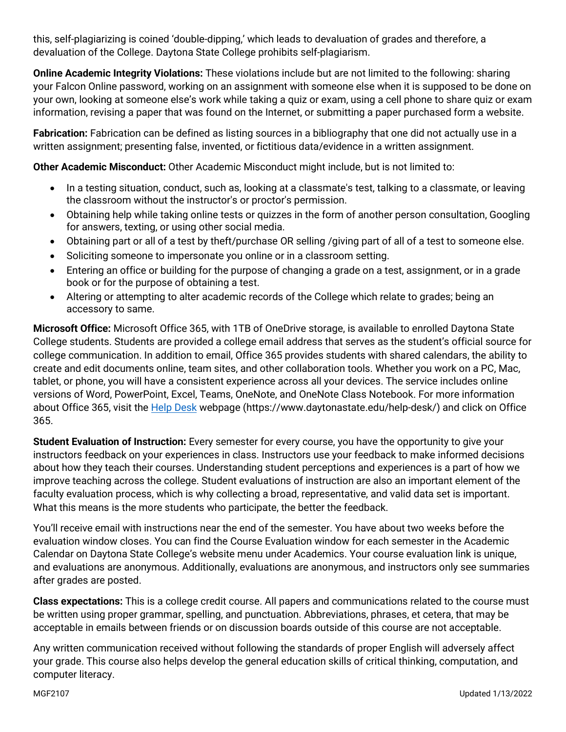this, self-plagiarizing is coined 'double-dipping,' which leads to devaluation of grades and therefore, a devaluation of the College. Daytona State College prohibits self-plagiarism.

**Online Academic Integrity Violations:** These violations include but are not limited to the following: sharing your Falcon Online password, working on an assignment with someone else when it is supposed to be done on your own, looking at someone else's work while taking a quiz or exam, using a cell phone to share quiz or exam information, revising a paper that was found on the Internet, or submitting a paper purchased form a website.

**Fabrication:** Fabrication can be defined as listing sources in a bibliography that one did not actually use in a written assignment; presenting false, invented, or fictitious data/evidence in a written assignment.

**Other Academic Misconduct:** Other Academic Misconduct might include, but is not limited to:

- In a testing situation, conduct, such as, looking at a classmate's test, talking to a classmate, or leaving the classroom without the instructor's or proctor's permission.
- Obtaining help while taking online tests or quizzes in the form of another person consultation, Googling for answers, texting, or using other social media.
- Obtaining part or all of a test by theft/purchase OR selling /giving part of all of a test to someone else.
- Soliciting someone to impersonate you online or in a classroom setting.
- Entering an office or building for the purpose of changing a grade on a test, assignment, or in a grade book or for the purpose of obtaining a test.
- Altering or attempting to alter academic records of the College which relate to grades; being an accessory to same.

**Microsoft Office:** Microsoft Office 365, with 1TB of OneDrive storage, is available to enrolled Daytona State College students. Students are provided a college email address that serves as the student's official source for college communication. In addition to email, Office 365 provides students with shared calendars, the ability to create and edit documents online, team sites, and other collaboration tools. Whether you work on a PC, Mac, tablet, or phone, you will have a consistent experience across all your devices. The service includes online versions of Word, PowerPoint, Excel, Teams, OneNote, and OneNote Class Notebook. For more information about Office 365, visit the [Help Desk](https://www.daytonastate.edu/help-desk/) webpage (https://www.daytonastate.edu/help-desk/) and click on Office 365.

**Student Evaluation of Instruction:** Every semester for every course, you have the opportunity to give your instructors feedback on your experiences in class. Instructors use your feedback to make informed decisions about how they teach their courses. Understanding student perceptions and experiences is a part of how we improve teaching across the college. Student evaluations of instruction are also an important element of the faculty evaluation process, which is why collecting a broad, representative, and valid data set is important. What this means is the more students who participate, the better the feedback.

You'll receive email with instructions near the end of the semester. You have about two weeks before the evaluation window closes. You can find the Course Evaluation window for each semester in the Academic Calendar on Daytona State College's website menu under Academics. Your course evaluation link is unique, and evaluations are anonymous. Additionally, evaluations are anonymous, and instructors only see summaries after grades are posted.

**Class expectations:** This is a college credit course. All papers and communications related to the course must be written using proper grammar, spelling, and punctuation. Abbreviations, phrases, et cetera, that may be acceptable in emails between friends or on discussion boards outside of this course are not acceptable.

Any written communication received without following the standards of proper English will adversely affect your grade. This course also helps develop the general education skills of critical thinking, computation, and computer literacy.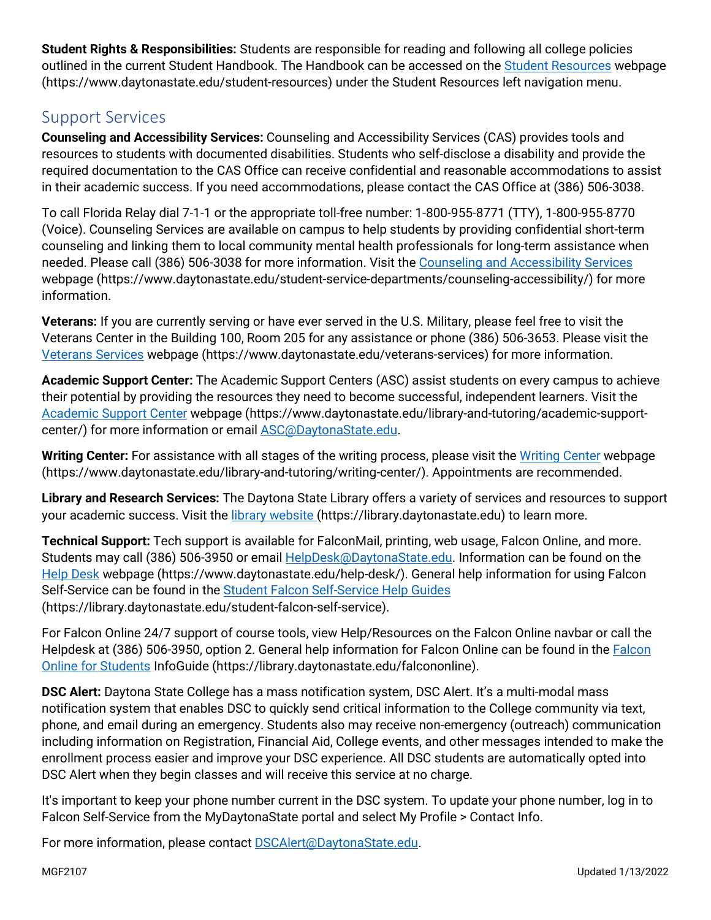**Student Rights & Responsibilities:** Students are responsible for reading and following all college policies outlined in the current Student Handbook. The Handbook can be accessed on the [Student Resources](https://www.daytonastate.edu/student-resources) webpage (https://www.daytonastate.edu/student-resources) under the Student Resources left navigation menu.

## Support Services

**Counseling and Accessibility Services:** Counseling and Accessibility Services (CAS) provides tools and resources to students with documented disabilities. Students who self-disclose a disability and provide the required documentation to the CAS Office can receive confidential and reasonable accommodations to assist in their academic success. If you need accommodations, please contact the CAS Office at (386) 506-3038.

To call Florida Relay dial 7-1-1 or the appropriate toll-free number: 1-800-955-8771 (TTY), 1-800-955-8770 (Voice). Counseling Services are available on campus to help students by providing confidential short-term counseling and linking them to local community mental health professionals for long-term assistance when needed. Please call (386) 506-3038 for more information. Visit the [Counseling and Accessibility Services](https://www.daytonastate.edu/student-service-departments/counseling-accessibility/) webpage (https://www.daytonastate.edu/student-service-departments/counseling-accessibility/) for more information.

**Veterans:** If you are currently serving or have ever served in the U.S. Military, please feel free to visit the Veterans Center in the Building 100, Room 205 for any assistance or phone (386) 506-3653. Please visit the [Veterans Services](https://www.daytonastate.edu/veterans-services) webpage (https://www.daytonastate.edu/veterans-services) for more information.

**Academic Support Center:** The Academic Support Centers (ASC) assist students on every campus to achieve their potential by providing the resources they need to become successful, independent learners. Visit the [Academic Support Center](https://www.daytonastate.edu/library-and-tutoring/academic-support-center/) webpage (https://www.daytonastate.edu/library-and-tutoring/academic-support-center/) for more information or email [ASC@DaytonaState.edu](mailto:ASC@DaytonaState.edu).

**Writing Center:** For assistance with all stages of the writing process, please visit the [Writing Center](https://www.daytonastate.edu/library-and-tutoring/writing-center/) webpage (https://www.daytonastate.edu/library-and-tutoring/writing-center/). Appointments are recommended.

**Library and Research Services:** The Daytona State Library offers a variety of services and resources to support your academic success. Visit the [library website](https://library.daytonastate.edu) (https://library.daytonastate.edu) to learn more.

**Technical Support:** Tech support is available for FalconMail, printing, web usage, Falcon Online, and more. Students may call (386) 506-3950 or email [HelpDesk@DaytonaState.edu](mailto:HelpDesk@DaytonaState.edu). Information can be found on the [Help Desk](https://www.daytonastate.edu/help-desk/) webpage (https://www.daytonastate.edu/help-desk/). General help information for using Falcon Self-Service can be found in the [Student Falcon Self-Service Help Guides](https://library.daytonastate.edu/student-falcon-self-service) (https://library.daytonastate.edu/student-falcon-self-service).

For Falcon Online 24/7 support of course tools, view Help/Resources on the Falcon Online navbar or call the Helpdesk at (386) 506-3950, option 2. General help information for Falcon Online can be found in the [Falcon Online for Students](https://library.daytonastate.edu/falcononline) InfoGuide (https://library.daytonastate.edu/falcononline).

**DSC Alert:** Daytona State College has a mass notification system, DSC Alert. It's a multi-modal mass notification system that enables DSC to quickly send critical information to the College community via text, phone, and email during an emergency. Students also may receive non-emergency (outreach) communication including information on Registration, Financial Aid, College events, and other messages intended to make the enrollment process easier and improve your DSC experience. All DSC students are automatically opted into DSC Alert when they begin classes and will receive this service at no charge.

It's important to keep your phone number current in the DSC system. To update your phone number, log in to Falcon Self-Service from the MyDaytonaState portal and select My Profile > Contact Info.

For more information, please contact [DSCAlert@DaytonaState.edu](mailto:DSCAlert@DaytonaState.edu).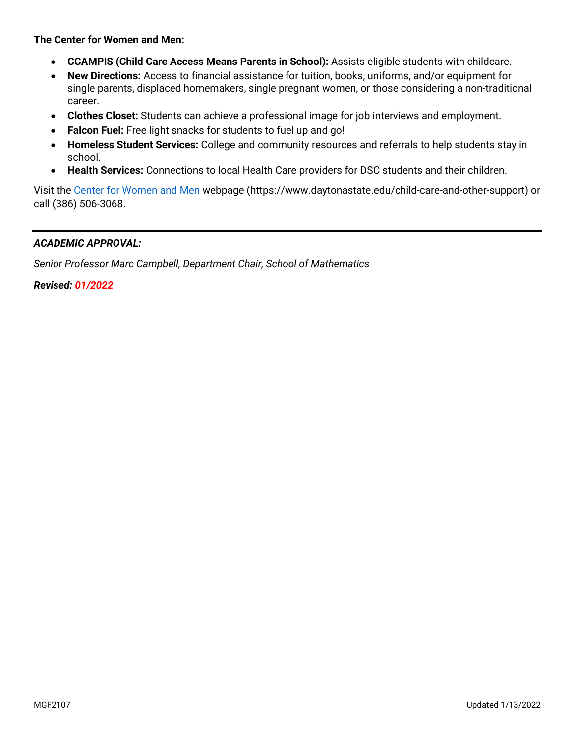**The Center for Women and Men:**

- **CCAMPIS (Child Care Access Means Parents in School):** Assists eligible students with childcare.
- **New Directions:** Access to financial assistance for tuition, books, uniforms, and/or equipment for single parents, displaced homemakers, single pregnant women, or those considering a non-traditional career.
- **Clothes Closet:** Students can achieve a professional image for job interviews and employment.
- **Falcon Fuel:** Free light snacks for students to fuel up and go!
- **Homeless Student Services:** College and community resources and referrals to help students stay in school.
- **Health Services:** Connections to local Health Care providers for DSC students and their children.

Visit the [Center for Women and Men](https://www.daytonastate.edu/child-care-and-other-support) webpage (https://www.daytonastate.edu/child-care-and-other-support) or call (386) 506-3068.

---

***ACADEMIC APPROVAL:***

*Senior Professor Marc Campbell, Department Chair, School of Mathematics*

***Revised: 01/2022***